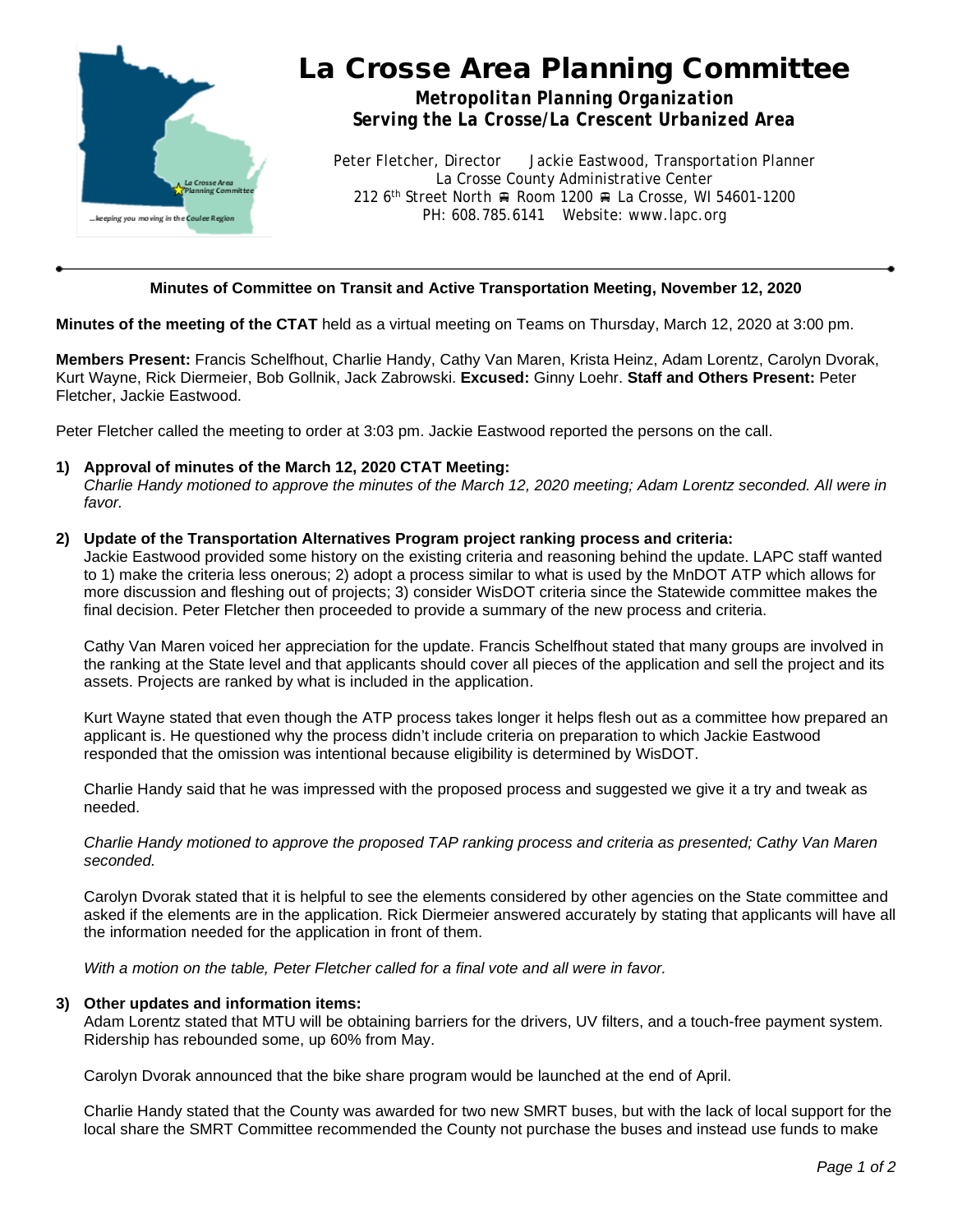# La Crosse Area Planning Committee

**Metropolitan Planning Organization**
**Serving the La Crosse/La Crescent Urbanized Area**

Peter Fletcher, Director    Jackie Eastwood, Transportation Planner
La Crosse County Administrative Center
212 6th Street North ▪ Room 1200 ▪ La Crosse, WI 54601-1200
PH: 608.785.6141    Website: www.lapc.org

---

**Minutes of Committee on Transit and Active Transportation Meeting, November 12, 2020**

**Minutes of the meeting of the CTAT** held as a virtual meeting on Teams on Thursday, March 12, 2020 at 3:00 pm.

**Members Present:** Francis Schelfhout, Charlie Handy, Cathy Van Maren, Krista Heinz, Adam Lorentz, Carolyn Dvorak, Kurt Wayne, Rick Diermeier, Bob Gollnik, Jack Zabrowski. **Excused:** Ginny Loehr. **Staff and Others Present:** Peter Fletcher, Jackie Eastwood.

Peter Fletcher called the meeting to order at 3:03 pm. Jackie Eastwood reported the persons on the call.

1) **Approval of minutes of the March 12, 2020 CTAT Meeting:**
   *Charlie Handy motioned to approve the minutes of the March 12, 2020 meeting; Adam Lorentz seconded. All were in favor.*

2) **Update of the Transportation Alternatives Program project ranking process and criteria:**
   Jackie Eastwood provided some history on the existing criteria and reasoning behind the update. LAPC staff wanted to 1) make the criteria less onerous; 2) adopt a process similar to what is used by the MnDOT ATP which allows for more discussion and fleshing out of projects; 3) consider WisDOT criteria since the Statewide committee makes the final decision. Peter Fletcher then proceeded to provide a summary of the new process and criteria.

   Cathy Van Maren voiced her appreciation for the update. Francis Schelfhout stated that many groups are involved in the ranking at the State level and that applicants should cover all pieces of the application and sell the project and its assets. Projects are ranked by what is included in the application.

   Kurt Wayne stated that even though the ATP process takes longer it helps flesh out as a committee how prepared an applicant is. He questioned why the process didn't include criteria on preparation to which Jackie Eastwood responded that the omission was intentional because eligibility is determined by WisDOT.

   Charlie Handy said that he was impressed with the proposed process and suggested we give it a try and tweak as needed.

   *Charlie Handy motioned to approve the proposed TAP ranking process and criteria as presented; Cathy Van Maren seconded.*

   Carolyn Dvorak stated that it is helpful to see the elements considered by other agencies on the State committee and asked if the elements are in the application. Rick Diermeier answered accurately by stating that applicants will have all the information needed for the application in front of them.

   *With a motion on the table, Peter Fletcher called for a final vote and all were in favor.*

3) **Other updates and information items:**
   Adam Lorentz stated that MTU will be obtaining barriers for the drivers, UV filters, and a touch-free payment system. Ridership has rebounded some, up 60% from May.

   Carolyn Dvorak announced that the bike share program would be launched at the end of April.

   Charlie Handy stated that the County was awarded for two new SMRT buses, but with the lack of local support for the local share the SMRT Committee recommended the County not purchase the buses and instead use funds to make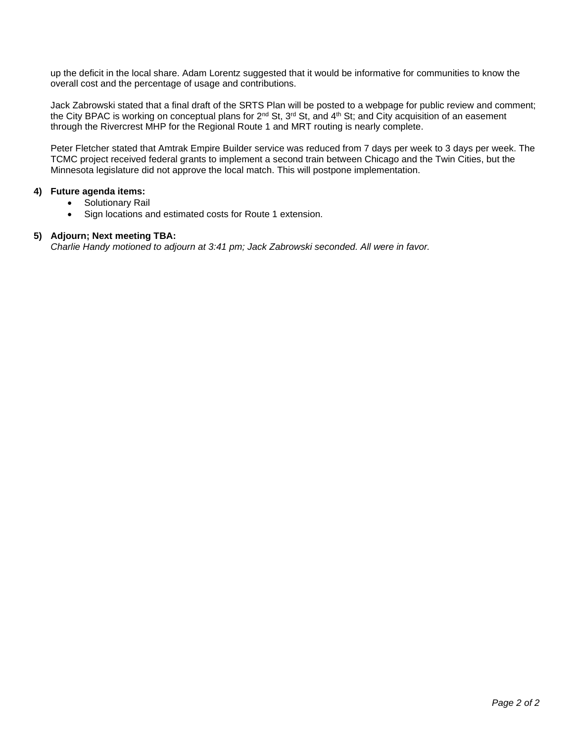up the deficit in the local share. Adam Lorentz suggested that it would be informative for communities to know the overall cost and the percentage of usage and contributions.

Jack Zabrowski stated that a final draft of the SRTS Plan will be posted to a webpage for public review and comment; the City BPAC is working on conceptual plans for 2nd St, 3rd St, and 4th St; and City acquisition of an easement through the Rivercrest MHP for the Regional Route 1 and MRT routing is nearly complete.

Peter Fletcher stated that Amtrak Empire Builder service was reduced from 7 days per week to 3 days per week. The TCMC project received federal grants to implement a second train between Chicago and the Twin Cities, but the Minnesota legislature did not approve the local match. This will postpone implementation.

**4) Future agenda items:**

- Solutionary Rail
- Sign locations and estimated costs for Route 1 extension.

**5) Adjourn; Next meeting TBA:**

*Charlie Handy motioned to adjourn at 3:41 pm; Jack Zabrowski seconded. All were in favor.*